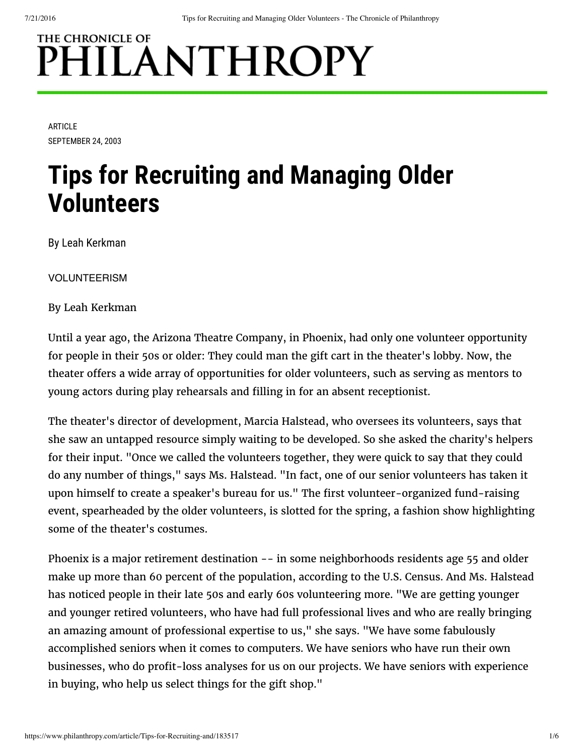# THE CHRONICLE OF PHILANTHROPY

ARTICLE

SEPTEMBER 24, 2003

# Tips for Recruiting and Managing Older Volunteers

By Leah Kerkman

VOLUNTEERISM

By Leah Kerkman

Until a year ago, the Arizona Theatre Company, in Phoenix, had only one volunteer opportunity for people in their 50s or older: They could man the gift cart in the theater's lobby. Now, the theater offers a wide array of opportunities for older volunteers, such as serving as mentors to young actors during play rehearsals and filling in for an absent receptionist.

The theater's director of development, Marcia Halstead, who oversees its volunteers, says that she saw an untapped resource simply waiting to be developed. So she asked the charity's helpers for their input. "Once we called the volunteers together, they were quick to say that they could do any number of things," says Ms. Halstead. "In fact, one of our senior volunteers has taken it upon himself to create a speaker's bureau for us." The first volunteer-organized fund-raising event, spearheaded by the older volunteers, is slotted for the spring, a fashion show highlighting some of the theater's costumes.

Phoenix is a major retirement destination -- in some neighborhoods residents age 55 and older make up more than 60 percent of the population, according to the U.S. Census. And Ms. Halstead has noticed people in their late 50s and early 60s volunteering more. "We are getting younger and younger retired volunteers, who have had full professional lives and who are really bringing an amazing amount of professional expertise to us," she says. "We have some fabulously accomplished seniors when it comes to computers. We have seniors who have run their own businesses, who do profit-loss analyses for us on our projects. We have seniors with experience in buying, who help us select things for the gift shop."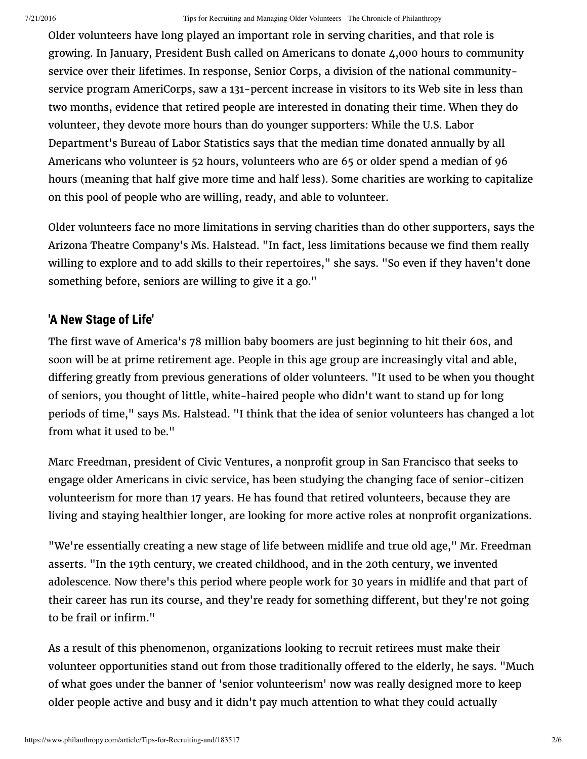Older volunteers have long played an important role in serving charities, and that role is growing. In January, President Bush called on Americans to donate 4,000 hours to community service over their lifetimes. In response, Senior Corps, a division of the national community-service program AmeriCorps, saw a 131-percent increase in visitors to its Web site in less than two months, evidence that retired people are interested in donating their time. When they do volunteer, they devote more hours than do younger supporters: While the U.S. Labor Department's Bureau of Labor Statistics says that the median time donated annually by all Americans who volunteer is 52 hours, volunteers who are 65 or older spend a median of 96 hours (meaning that half give more time and half less). Some charities are working to capitalize on this pool of people who are willing, ready, and able to volunteer.

Older volunteers face no more limitations in serving charities than do other supporters, says the Arizona Theatre Company's Ms. Halstead. "In fact, less limitations because we find them really willing to explore and to add skills to their repertoires," she says. "So even if they haven't done something before, seniors are willing to give it a go."

## 'A New Stage of Life'

The first wave of America's 78 million baby boomers are just beginning to hit their 60s, and soon will be at prime retirement age. People in this age group are increasingly vital and able, differing greatly from previous generations of older volunteers. "It used to be when you thought of seniors, you thought of little, white-haired people who didn't want to stand up for long periods of time," says Ms. Halstead. "I think that the idea of senior volunteers has changed a lot from what it used to be."

Marc Freedman, president of Civic Ventures, a nonprofit group in San Francisco that seeks to engage older Americans in civic service, has been studying the changing face of senior-citizen volunteerism for more than 17 years. He has found that retired volunteers, because they are living and staying healthier longer, are looking for more active roles at nonprofit organizations.

"We're essentially creating a new stage of life between midlife and true old age," Mr. Freedman asserts. "In the 19th century, we created childhood, and in the 20th century, we invented adolescence. Now there's this period where people work for 30 years in midlife and that part of their career has run its course, and they're ready for something different, but they're not going to be frail or infirm."

As a result of this phenomenon, organizations looking to recruit retirees must make their volunteer opportunities stand out from those traditionally offered to the elderly, he says. "Much of what goes under the banner of 'senior volunteerism' now was really designed more to keep older people active and busy and it didn't pay much attention to what they could actually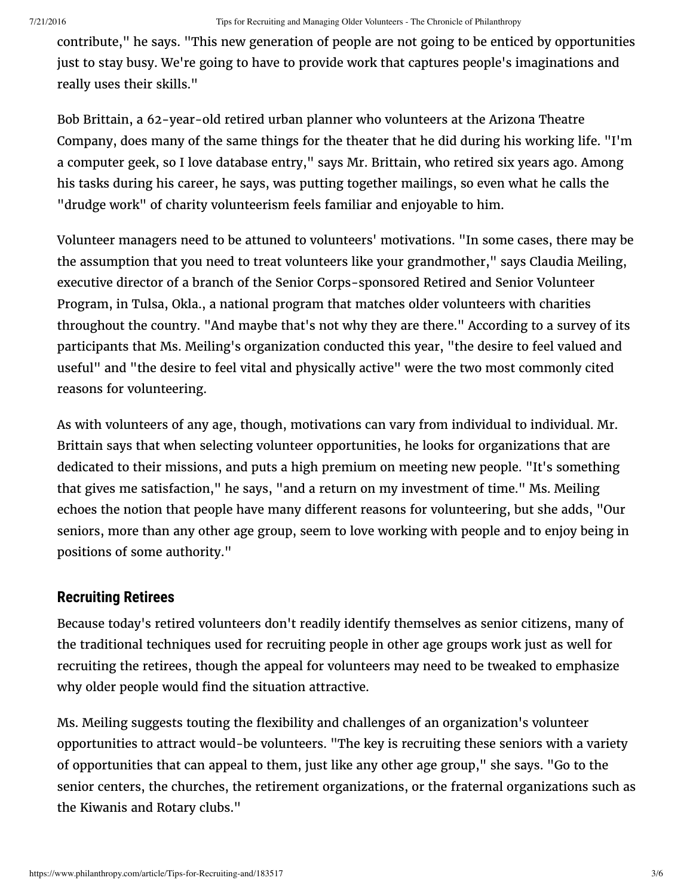contribute," he says. "This new generation of people are not going to be enticed by opportunities just to stay busy. We're going to have to provide work that captures people's imaginations and really uses their skills."

Bob Brittain, a 62-year-old retired urban planner who volunteers at the Arizona Theatre Company, does many of the same things for the theater that he did during his working life. "I'm a computer geek, so I love database entry," says Mr. Brittain, who retired six years ago. Among his tasks during his career, he says, was putting together mailings, so even what he calls the "drudge work" of charity volunteerism feels familiar and enjoyable to him.

Volunteer managers need to be attuned to volunteers' motivations. "In some cases, there may be the assumption that you need to treat volunteers like your grandmother," says Claudia Meiling, executive director of a branch of the Senior Corps-sponsored Retired and Senior Volunteer Program, in Tulsa, Okla., a national program that matches older volunteers with charities throughout the country. "And maybe that's not why they are there." According to a survey of its participants that Ms. Meiling's organization conducted this year, "the desire to feel valued and useful" and "the desire to feel vital and physically active" were the two most commonly cited reasons for volunteering.

As with volunteers of any age, though, motivations can vary from individual to individual. Mr. Brittain says that when selecting volunteer opportunities, he looks for organizations that are dedicated to their missions, and puts a high premium on meeting new people. "It's something that gives me satisfaction," he says, "and a return on my investment of time." Ms. Meiling echoes the notion that people have many different reasons for volunteering, but she adds, "Our seniors, more than any other age group, seem to love working with people and to enjoy being in positions of some authority."

## Recruiting Retirees

Because today's retired volunteers don't readily identify themselves as senior citizens, many of the traditional techniques used for recruiting people in other age groups work just as well for recruiting the retirees, though the appeal for volunteers may need to be tweaked to emphasize why older people would find the situation attractive.

Ms. Meiling suggests touting the flexibility and challenges of an organization's volunteer opportunities to attract would-be volunteers. "The key is recruiting these seniors with a variety of opportunities that can appeal to them, just like any other age group," she says. "Go to the senior centers, the churches, the retirement organizations, or the fraternal organizations such as the Kiwanis and Rotary clubs."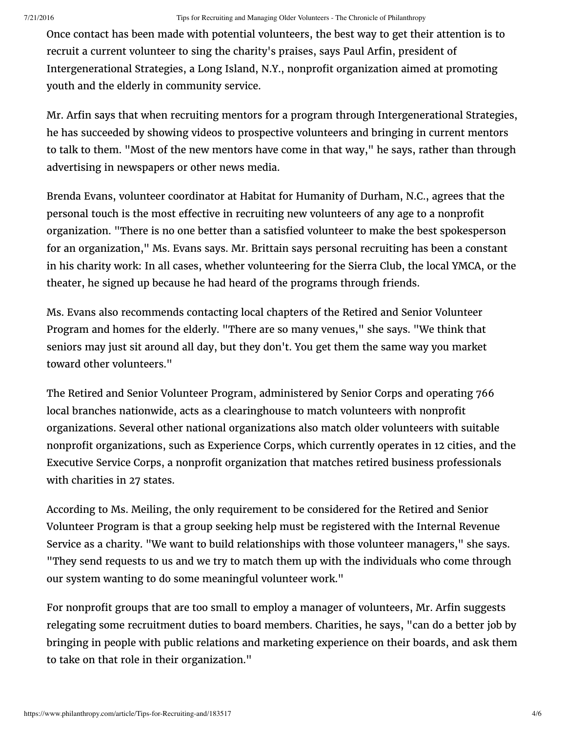Once contact has been made with potential volunteers, the best way to get their attention is to recruit a current volunteer to sing the charity's praises, says Paul Arfin, president of Intergenerational Strategies, a Long Island, N.Y., nonprofit organization aimed at promoting youth and the elderly in community service.

Mr. Arfin says that when recruiting mentors for a program through Intergenerational Strategies, he has succeeded by showing videos to prospective volunteers and bringing in current mentors to talk to them. "Most of the new mentors have come in that way," he says, rather than through advertising in newspapers or other news media.

Brenda Evans, volunteer coordinator at Habitat for Humanity of Durham, N.C., agrees that the personal touch is the most effective in recruiting new volunteers of any age to a nonprofit organization. "There is no one better than a satisfied volunteer to make the best spokesperson for an organization," Ms. Evans says. Mr. Brittain says personal recruiting has been a constant in his charity work: In all cases, whether volunteering for the Sierra Club, the local YMCA, or the theater, he signed up because he had heard of the programs through friends.

Ms. Evans also recommends contacting local chapters of the Retired and Senior Volunteer Program and homes for the elderly. "There are so many venues," she says. "We think that seniors may just sit around all day, but they don't. You get them the same way you market toward other volunteers."

The Retired and Senior Volunteer Program, administered by Senior Corps and operating 766 local branches nationwide, acts as a clearinghouse to match volunteers with nonprofit organizations. Several other national organizations also match older volunteers with suitable nonprofit organizations, such as Experience Corps, which currently operates in 12 cities, and the Executive Service Corps, a nonprofit organization that matches retired business professionals with charities in 27 states.

According to Ms. Meiling, the only requirement to be considered for the Retired and Senior Volunteer Program is that a group seeking help must be registered with the Internal Revenue Service as a charity. "We want to build relationships with those volunteer managers," she says. "They send requests to us and we try to match them up with the individuals who come through our system wanting to do some meaningful volunteer work."

For nonprofit groups that are too small to employ a manager of volunteers, Mr. Arfin suggests relegating some recruitment duties to board members. Charities, he says, "can do a better job by bringing in people with public relations and marketing experience on their boards, and ask them to take on that role in their organization."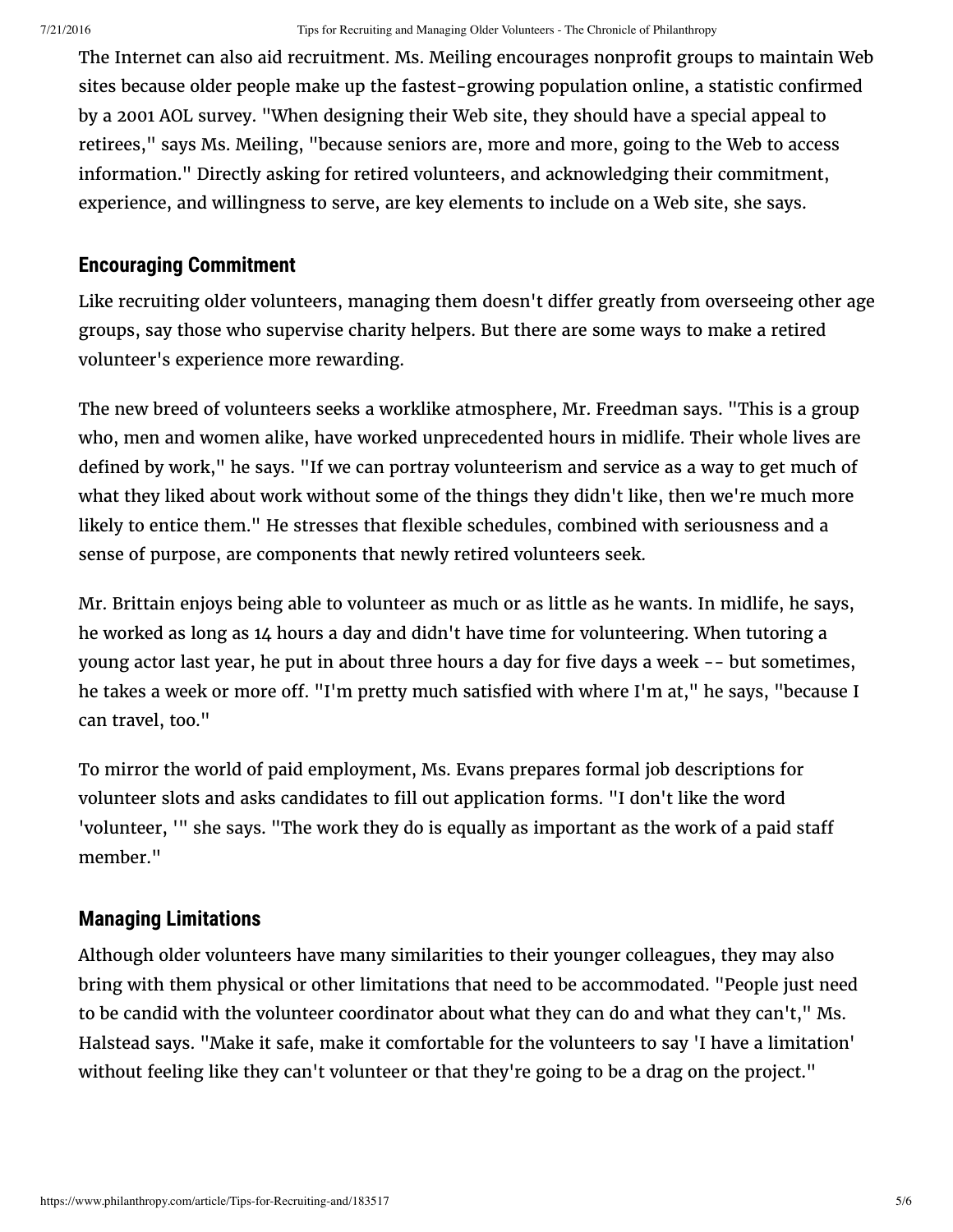The Internet can also aid recruitment. Ms. Meiling encourages nonprofit groups to maintain Web sites because older people make up the fastest-growing population online, a statistic confirmed by a 2001 AOL survey. "When designing their Web site, they should have a special appeal to retirees," says Ms. Meiling, "because seniors are, more and more, going to the Web to access information." Directly asking for retired volunteers, and acknowledging their commitment, experience, and willingness to serve, are key elements to include on a Web site, she says.

## Encouraging Commitment

Like recruiting older volunteers, managing them doesn't differ greatly from overseeing other age groups, say those who supervise charity helpers. But there are some ways to make a retired volunteer's experience more rewarding.

The new breed of volunteers seeks a worklike atmosphere, Mr. Freedman says. "This is a group who, men and women alike, have worked unprecedented hours in midlife. Their whole lives are defined by work," he says. "If we can portray volunteerism and service as a way to get much of what they liked about work without some of the things they didn't like, then we're much more likely to entice them." He stresses that flexible schedules, combined with seriousness and a sense of purpose, are components that newly retired volunteers seek.

Mr. Brittain enjoys being able to volunteer as much or as little as he wants. In midlife, he says, he worked as long as 14 hours a day and didn't have time for volunteering. When tutoring a young actor last year, he put in about three hours a day for five days a week -- but sometimes, he takes a week or more off. "I'm pretty much satisfied with where I'm at," he says, "because I can travel, too."

To mirror the world of paid employment, Ms. Evans prepares formal job descriptions for volunteer slots and asks candidates to fill out application forms. "I don't like the word 'volunteer, '" she says. "The work they do is equally as important as the work of a paid staff member."

## Managing Limitations

Although older volunteers have many similarities to their younger colleagues, they may also bring with them physical or other limitations that need to be accommodated. "People just need to be candid with the volunteer coordinator about what they can do and what they can't," Ms. Halstead says. "Make it safe, make it comfortable for the volunteers to say 'I have a limitation' without feeling like they can't volunteer or that they're going to be a drag on the project."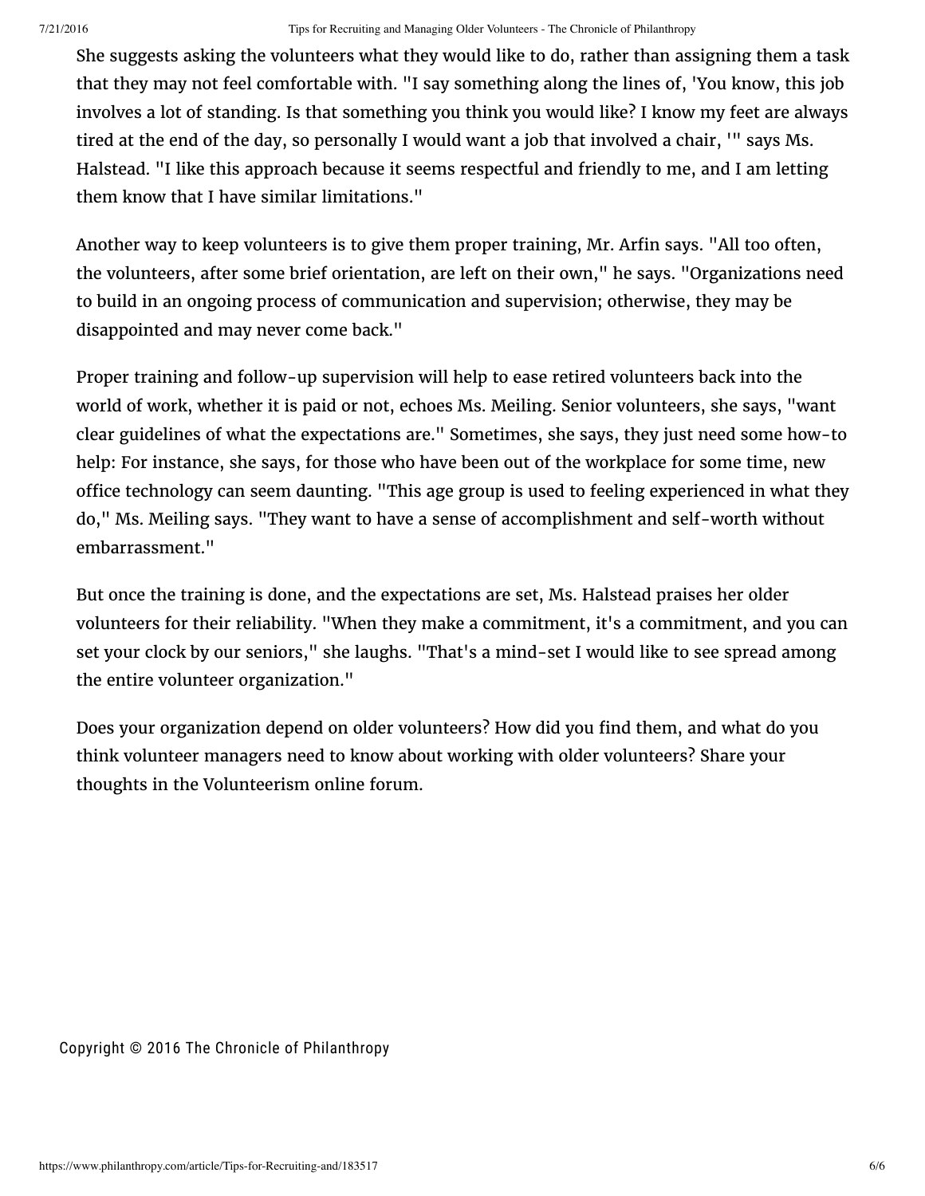She suggests asking the volunteers what they would like to do, rather than assigning them a task that they may not feel comfortable with. "I say something along the lines of, 'You know, this job involves a lot of standing. Is that something you think you would like? I know my feet are always tired at the end of the day, so personally I would want a job that involved a chair, '" says Ms. Halstead. "I like this approach because it seems respectful and friendly to me, and I am letting them know that I have similar limitations."

Another way to keep volunteers is to give them proper training, Mr. Arfin says. "All too often, the volunteers, after some brief orientation, are left on their own," he says. "Organizations need to build in an ongoing process of communication and supervision; otherwise, they may be disappointed and may never come back."

Proper training and follow-up supervision will help to ease retired volunteers back into the world of work, whether it is paid or not, echoes Ms. Meiling. Senior volunteers, she says, "want clear guidelines of what the expectations are." Sometimes, she says, they just need some how-to help: For instance, she says, for those who have been out of the workplace for some time, new office technology can seem daunting. "This age group is used to feeling experienced in what they do," Ms. Meiling says. "They want to have a sense of accomplishment and self-worth without embarrassment."

But once the training is done, and the expectations are set, Ms. Halstead praises her older volunteers for their reliability. "When they make a commitment, it's a commitment, and you can set your clock by our seniors," she laughs. "That's a mind-set I would like to see spread among the entire volunteer organization."

Does your organization depend on older volunteers? How did you find them, and what do you think volunteer managers need to know about working with older volunteers? Share your thoughts in the Volunteerism online forum.

Copyright © 2016 The Chronicle of Philanthropy